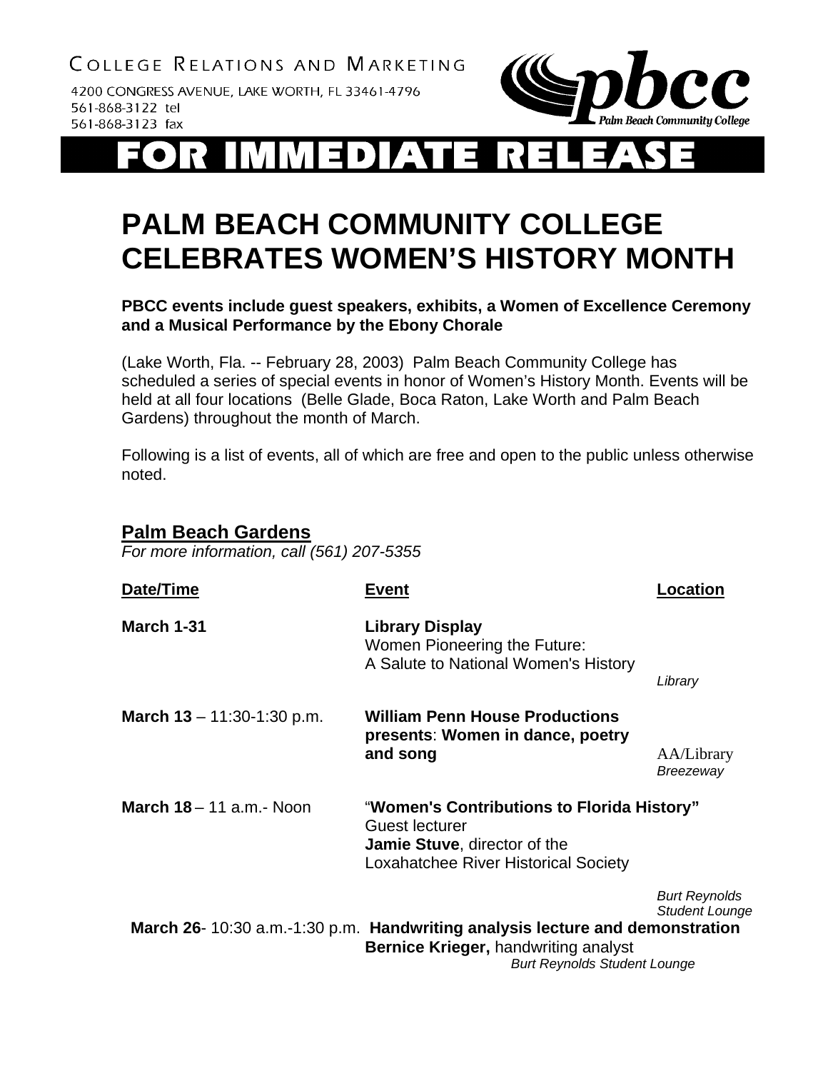COLLEGE RELATIONS AND MARKETING

4200 CONGRESS AVENUE, LAKE WORTH, FL 33461-4796
561-868-3122 tel
561-868-3123 fax

pbcc Palm Beach Community College

# FOR IMMEDIATE RELEASE

# PALM BEACH COMMUNITY COLLEGE CELEBRATES WOMEN'S HISTORY MONTH

**PBCC events include guest speakers, exhibits, a Women of Excellence Ceremony and a Musical Performance by the Ebony Chorale**

(Lake Worth, Fla. -- February 28, 2003) Palm Beach Community College has scheduled a series of special events in honor of Women's History Month. Events will be held at all four locations (Belle Glade, Boca Raton, Lake Worth and Palm Beach Gardens) throughout the month of March.

Following is a list of events, all of which are free and open to the public unless otherwise noted.

## Palm Beach Gardens

*For more information, call (561) 207-5355*

| Date/Time | Event | Location |
|---|---|---|
| **March 1-31** | **Library Display** Women Pioneering the Future: A Salute to National Women's History | *Library* |
| **March 13** – 11:30-1:30 p.m. | **William Penn House Productions presents**: **Women in dance, poetry and song** | AA/Library *Breezeway* |
| **March 18** – 11 a.m.- Noon | "**Women's Contributions to Florida History"** Guest lecturer **Jamie Stuve**, director of the Loxahatchee River Historical Society | *Burt Reynolds Student Lounge* |
| **March 26**- 10:30 a.m.-1:30 p.m. | **Handwriting analysis lecture and demonstration** **Bernice Krieger,** handwriting analyst | *Burt Reynolds Student Lounge* |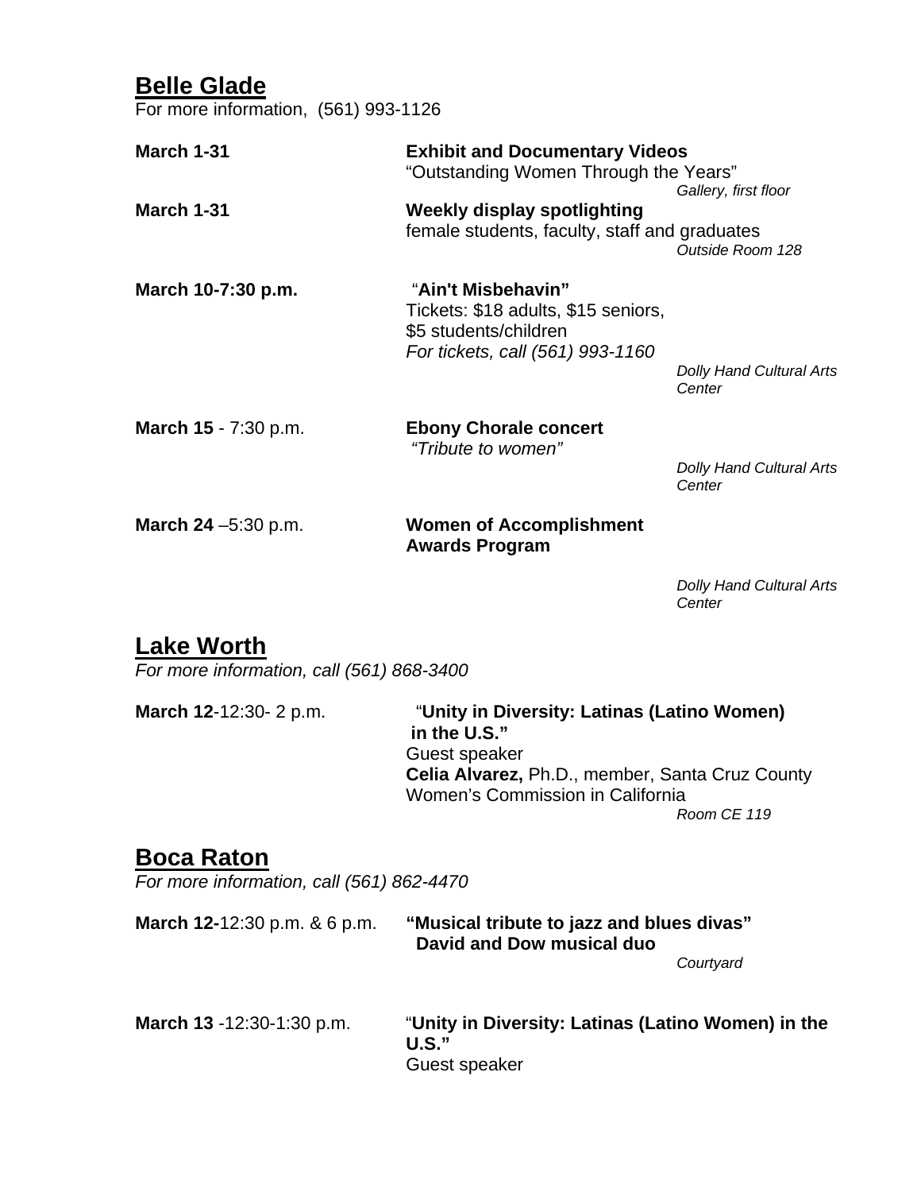## Belle Glade

For more information, (561) 993-1126

**March 1-31** — **Exhibit and Documentary Videos**
"Outstanding Women Through the Years"
*Gallery, first floor*

**March 1-31** — **Weekly display spotlighting**
female students, faculty, staff and graduates
*Outside Room 128*

**March 10-7:30 p.m.** — "**Ain't Misbehavin"**
Tickets: $18 adults, $15 seniors, $5 students/children
*For tickets, call (561) 993-1160*
*Dolly Hand Cultural Arts Center*

**March 15** - 7:30 p.m. — **Ebony Chorale concert**
*"Tribute to women"*
*Dolly Hand Cultural Arts Center*

**March 24** –5:30 p.m. — **Women of Accomplishment Awards Program**
*Dolly Hand Cultural Arts Center*

## Lake Worth

*For more information, call (561) 868-3400*

**March 12**-12:30- 2 p.m. — "**Unity in Diversity: Latinas (Latino Women) in the U.S."**
Guest speaker
**Celia Alvarez,** Ph.D., member, Santa Cruz County Women's Commission in California
*Room CE 119*

## Boca Raton

*For more information, call (561) 862-4470*

**March 12-**12:30 p.m. & 6 p.m. — **"Musical tribute to jazz and blues divas"**
**David and Dow musical duo**
*Courtyard*

**March 13** -12:30-1:30 p.m. — "**Unity in Diversity: Latinas (Latino Women) in the U.S."**
Guest speaker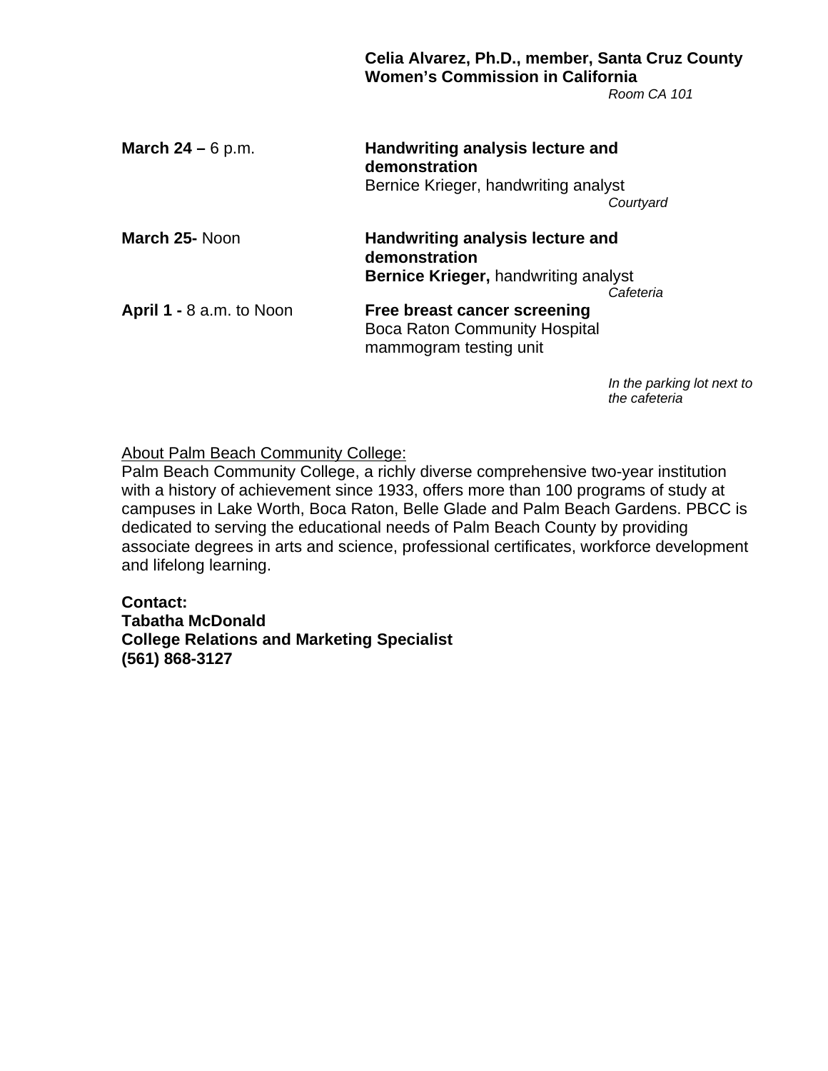| | |
|---|---|
| | **Celia Alvarez, Ph.D., member, Santa Cruz County Women's Commission in California**<br>*Room CA 101* |
| **March 24 –** 6 p.m. | **Handwriting analysis lecture and demonstration**<br>Bernice Krieger, handwriting analyst<br>*Courtyard* |
| **March 25-** Noon | **Handwriting analysis lecture and demonstration**<br>**Bernice Krieger,** handwriting analyst<br>*Cafeteria* |
| **April 1 -** 8 a.m. to Noon | **Free breast cancer screening**<br>Boca Raton Community Hospital mammogram testing unit<br>*In the parking lot next to the cafeteria* |

About Palm Beach Community College:

Palm Beach Community College, a richly diverse comprehensive two-year institution with a history of achievement since 1933, offers more than 100 programs of study at campuses in Lake Worth, Boca Raton, Belle Glade and Palm Beach Gardens. PBCC is dedicated to serving the educational needs of Palm Beach County by providing associate degrees in arts and science, professional certificates, workforce development and lifelong learning.

**Contact:**
**Tabatha McDonald**
**College Relations and Marketing Specialist**
**(561) 868-3127**